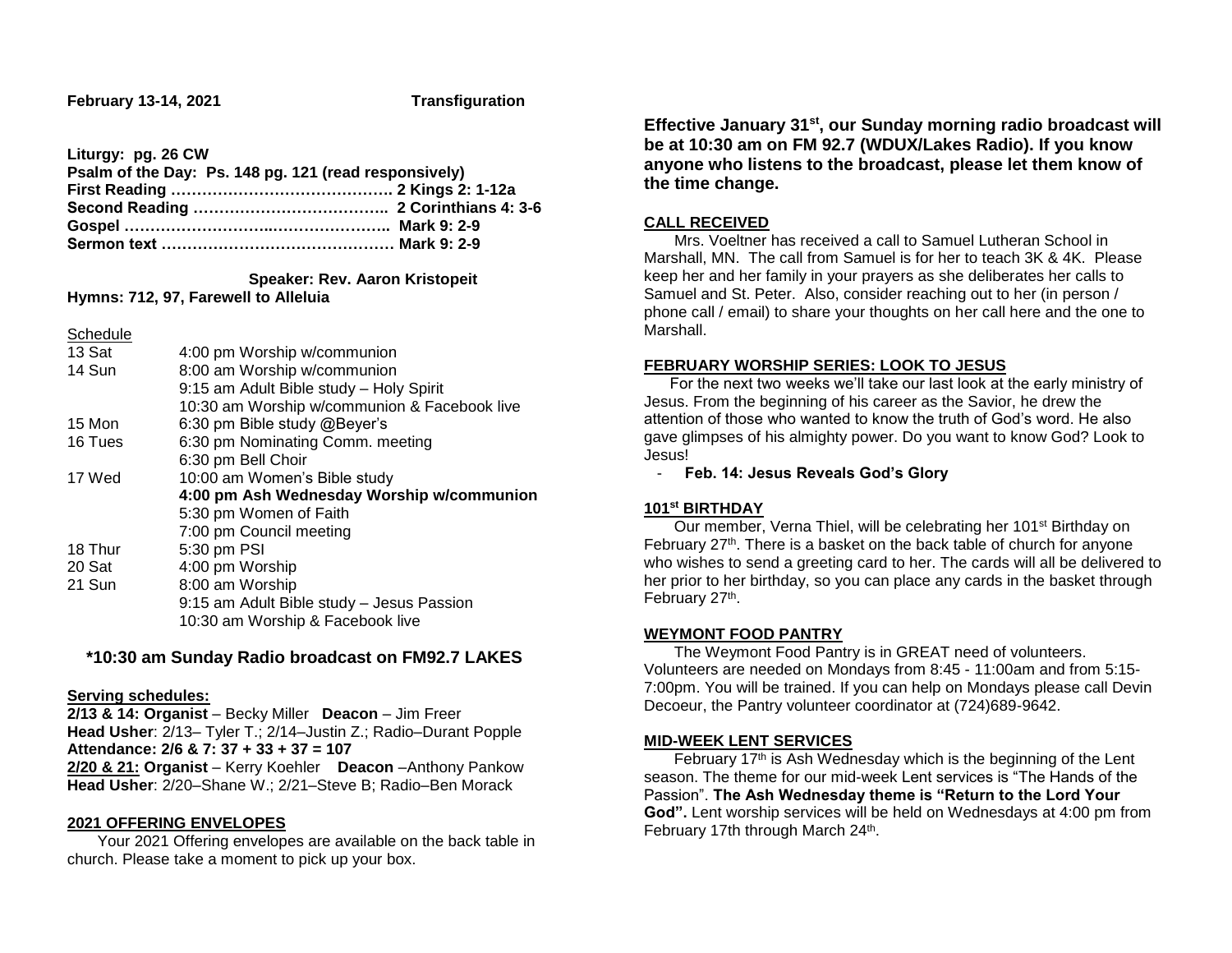**February 13-14, 2021** **Transfiguration**

**Liturgy: pg. 26 CW**
**Psalm of the Day: Ps. 148 pg. 121 (read responsively)**
**First Reading ……………………………………. 2 Kings 2: 1-12a**
**Second Reading ……………………………….. 2 Corinthians 4: 3-6**
**Gospel …………………………..………………….. Mark 9: 2-9**
**Sermon text ……………………………………… Mark 9: 2-9**

**Speaker: Rev. Aaron Kristopeit**
**Hymns: 712, 97, Farewell to Alleluia**

Schedule

| | |
|---|---|
| 13 Sat | 4:00 pm Worship w/communion |
| 14 Sun | 8:00 am Worship w/communion |
| | 9:15 am Adult Bible study – Holy Spirit |
| | 10:30 am Worship w/communion & Facebook live |
| 15 Mon | 6:30 pm Bible study @Beyer's |
| 16 Tues | 6:30 pm Nominating Comm. meeting |
| | 6:30 pm Bell Choir |
| 17 Wed | 10:00 am Women's Bible study |
| | **4:00 pm Ash Wednesday Worship w/communion** |
| | 5:30 pm Women of Faith |
| | 7:00 pm Council meeting |
| 18 Thur | 5:30 pm PSI |
| 20 Sat | 4:00 pm Worship |
| 21 Sun | 8:00 am Worship |
| | 9:15 am Adult Bible study – Jesus Passion |
| | 10:30 am Worship & Facebook live |

**\*10:30 am Sunday Radio broadcast on FM92.7 LAKES**

**Serving schedules:**
**2/13 & 14: Organist** – Becky Miller **Deacon** – Jim Freer
**Head Usher**: 2/13– Tyler T.; 2/14–Justin Z.; Radio–Durant Popple
**Attendance: 2/6 & 7: 37 + 33 + 37 = 107**
**2/20 & 21: Organist** – Kerry Koehler **Deacon** –Anthony Pankow
**Head Usher**: 2/20–Shane W.; 2/21–Steve B; Radio–Ben Morack

**2021 OFFERING ENVELOPES**

Your 2021 Offering envelopes are available on the back table in church. Please take a moment to pick up your box.

**Effective January 31st, our Sunday morning radio broadcast will be at 10:30 am on FM 92.7 (WDUX/Lakes Radio). If you know anyone who listens to the broadcast, please let them know of the time change.**

**CALL RECEIVED**

Mrs. Voeltner has received a call to Samuel Lutheran School in Marshall, MN. The call from Samuel is for her to teach 3K & 4K. Please keep her and her family in your prayers as she deliberates her calls to Samuel and St. Peter. Also, consider reaching out to her (in person / phone call / email) to share your thoughts on her call here and the one to Marshall.

**FEBRUARY WORSHIP SERIES: LOOK TO JESUS**

For the next two weeks we'll take our last look at the early ministry of Jesus. From the beginning of his career as the Savior, he drew the attention of those who wanted to know the truth of God's word. He also gave glimpses of his almighty power. Do you want to know God? Look to Jesus!

- **Feb. 14: Jesus Reveals God's Glory**

**101st BIRTHDAY**

Our member, Verna Thiel, will be celebrating her 101st Birthday on February 27th. There is a basket on the back table of church for anyone who wishes to send a greeting card to her. The cards will all be delivered to her prior to her birthday, so you can place any cards in the basket through February 27th.

**WEYMONT FOOD PANTRY**

The Weymont Food Pantry is in GREAT need of volunteers. Volunteers are needed on Mondays from 8:45 - 11:00am and from 5:15-7:00pm. You will be trained. If you can help on Mondays please call Devin Decoeur, the Pantry volunteer coordinator at (724)689-9642.

**MID-WEEK LENT SERVICES**

February 17th is Ash Wednesday which is the beginning of the Lent season. The theme for our mid-week Lent services is "The Hands of the Passion". **The Ash Wednesday theme is "Return to the Lord Your God".** Lent worship services will be held on Wednesdays at 4:00 pm from February 17th through March 24th.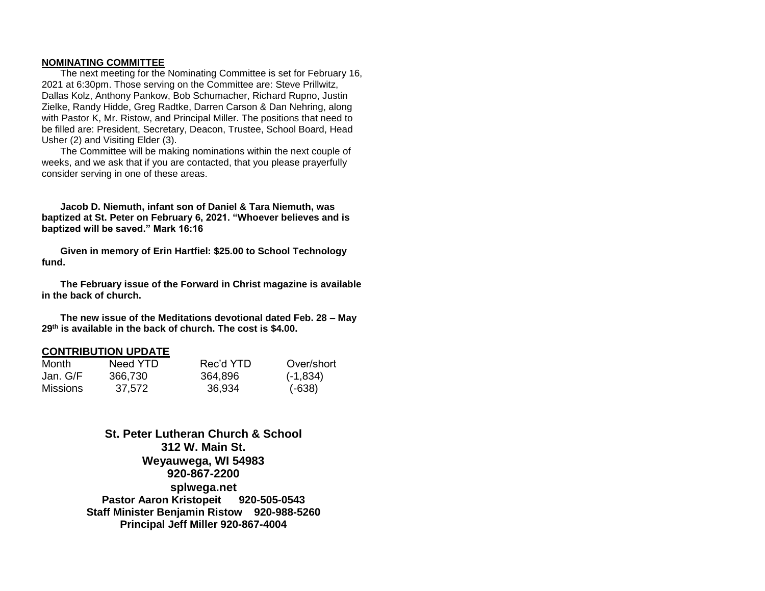## NOMINATING COMMITTEE

The next meeting for the Nominating Committee is set for February 16, 2021 at 6:30pm. Those serving on the Committee are: Steve Prillwitz, Dallas Kolz, Anthony Pankow, Bob Schumacher, Richard Rupno, Justin Zielke, Randy Hidde, Greg Radtke, Darren Carson & Dan Nehring, along with Pastor K, Mr. Ristow, and Principal Miller. The positions that need to be filled are: President, Secretary, Deacon, Trustee, School Board, Head Usher (2) and Visiting Elder (3).

The Committee will be making nominations within the next couple of weeks, and we ask that if you are contacted, that you please prayerfully consider serving in one of these areas.

**Jacob D. Niemuth, infant son of Daniel & Tara Niemuth, was baptized at St. Peter on February 6, 2021. "Whoever believes and is baptized will be saved." Mark 16:16**

**Given in memory of Erin Hartfiel: $25.00 to School Technology fund.**

**The February issue of the Forward in Christ magazine is available in the back of church.**

**The new issue of the Meditations devotional dated Feb. 28 – May 29th is available in the back of church. The cost is $4.00.**

## CONTRIBUTION UPDATE

| Month | Need YTD | Rec'd YTD | Over/short |
|---|---|---|---|
| Jan. G/F | 366,730 | 364,896 | (-1,834) |
| Missions | 37,572 | 36,934 | (-638) |

**St. Peter Lutheran Church & School**
**312 W. Main St.**
**Weyauwega, WI 54983**
**920-867-2200**
**splwega.net**
**Pastor Aaron Kristopeit 920-505-0543**
**Staff Minister Benjamin Ristow 920-988-5260**
**Principal Jeff Miller 920-867-4004**